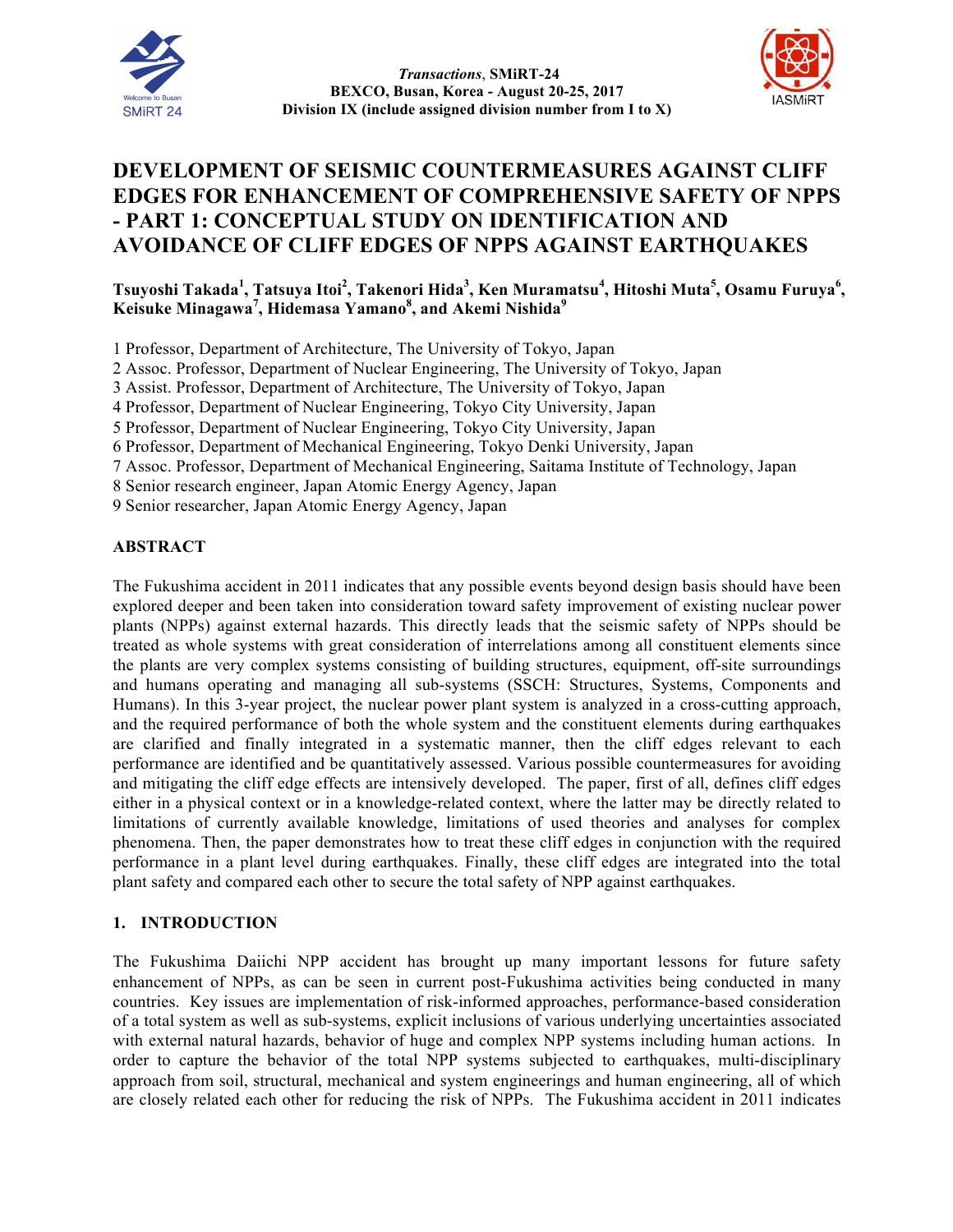# DEVELOPMENT OF SEISMIC COUNTERMEASURES AGAINST CLIFF EDGES FOR ENHANCEMENT OF COMPREHENSIVE SAFETY OF NPPS - PART 1: CONCEPTUAL STUDY ON IDENTIFICATION AND AVOIDANCE OF CLIFF EDGES OF NPPS AGAINST EARTHQUAKES

**Tsuyoshi Takada[1], Tatsuya Itoi[2], Takenori Hida[3], Ken Muramatsu[4], Hitoshi Muta[5], Osamu Furuya[6], Keisuke Minagawa[7], Hidemasa Yamano[8], and Akemi Nishida[9]**

1 Professor, Department of Architecture, The University of Tokyo, Japan
2 Assoc. Professor, Department of Nuclear Engineering, The University of Tokyo, Japan
3 Assist. Professor, Department of Architecture, The University of Tokyo, Japan
4 Professor, Department of Nuclear Engineering, Tokyo City University, Japan
5 Professor, Department of Nuclear Engineering, Tokyo City University, Japan
6 Professor, Department of Mechanical Engineering, Tokyo Denki University, Japan
7 Assoc. Professor, Department of Mechanical Engineering, Saitama Institute of Technology, Japan
8 Senior research engineer, Japan Atomic Energy Agency, Japan
9 Senior researcher, Japan Atomic Energy Agency, Japan

## ABSTRACT

The Fukushima accident in 2011 indicates that any possible events beyond design basis should have been explored deeper and been taken into consideration toward safety improvement of existing nuclear power plants (NPPs) against external hazards. This directly leads that the seismic safety of NPPs should be treated as whole systems with great consideration of interrelations among all constituent elements since the plants are very complex systems consisting of building structures, equipment, off-site surroundings and humans operating and managing all sub-systems (SSCH: Structures, Systems, Components and Humans). In this 3-year project, the nuclear power plant system is analyzed in a cross-cutting approach, and the required performance of both the whole system and the constituent elements during earthquakes are clarified and finally integrated in a systematic manner, then the cliff edges relevant to each performance are identified and be quantitatively assessed. Various possible countermeasures for avoiding and mitigating the cliff edge effects are intensively developed. The paper, first of all, defines cliff edges either in a physical context or in a knowledge-related context, where the latter may be directly related to limitations of currently available knowledge, limitations of used theories and analyses for complex phenomena. Then, the paper demonstrates how to treat these cliff edges in conjunction with the required performance in a plant level during earthquakes. Finally, these cliff edges are integrated into the total plant safety and compared each other to secure the total safety of NPP against earthquakes.

## 1. INTRODUCTION

The Fukushima Daiichi NPP accident has brought up many important lessons for future safety enhancement of NPPs, as can be seen in current post-Fukushima activities being conducted in many countries. Key issues are implementation of risk-informed approaches, performance-based consideration of a total system as well as sub-systems, explicit inclusions of various underlying uncertainties associated with external natural hazards, behavior of huge and complex NPP systems including human actions. In order to capture the behavior of the total NPP systems subjected to earthquakes, multi-disciplinary approach from soil, structural, mechanical and system engineerings and human engineering, all of which are closely related each other for reducing the risk of NPPs. The Fukushima accident in 2011 indicates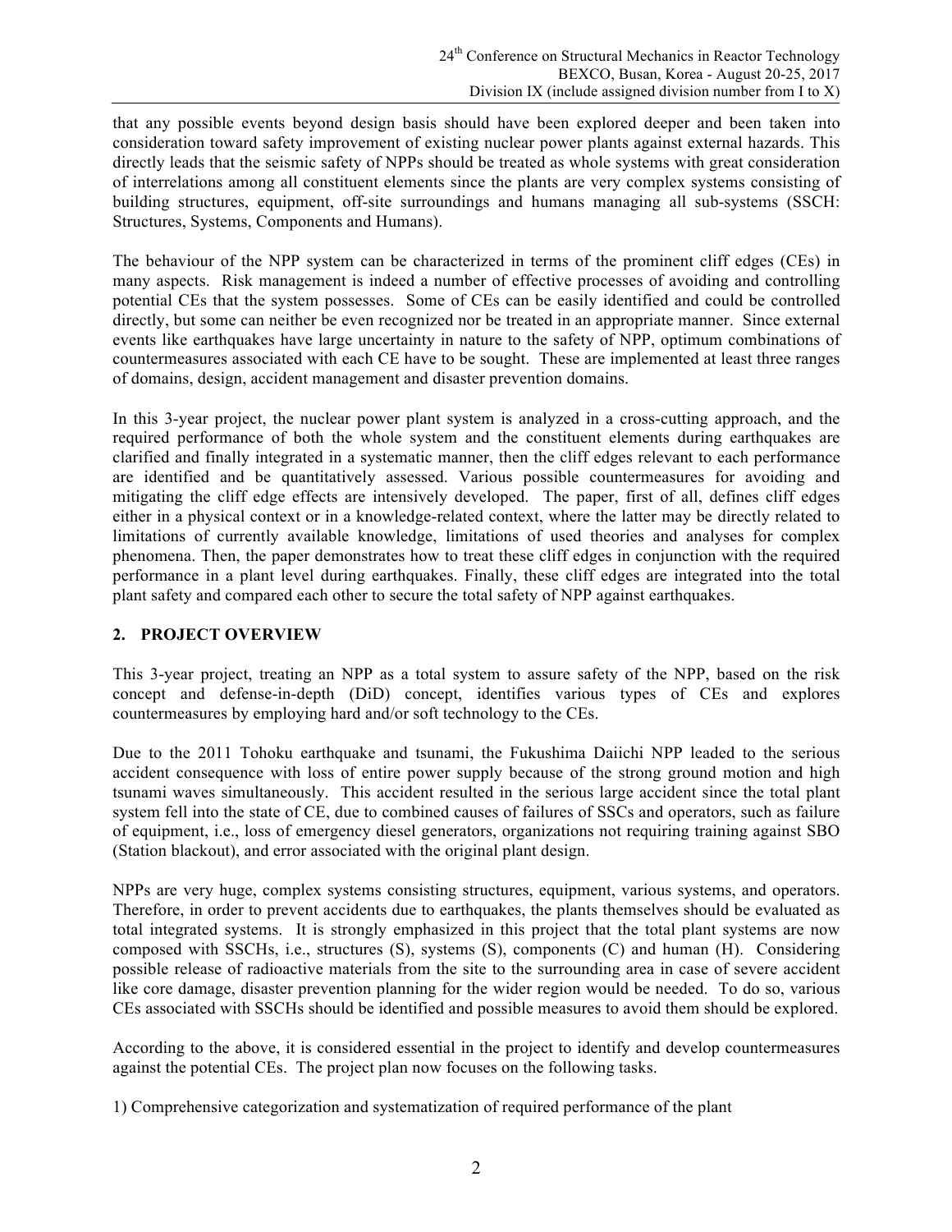that any possible events beyond design basis should have been explored deeper and been taken into consideration toward safety improvement of existing nuclear power plants against external hazards. This directly leads that the seismic safety of NPPs should be treated as whole systems with great consideration of interrelations among all constituent elements since the plants are very complex systems consisting of building structures, equipment, off-site surroundings and humans managing all sub-systems (SSCH: Structures, Systems, Components and Humans).

The behaviour of the NPP system can be characterized in terms of the prominent cliff edges (CEs) in many aspects. Risk management is indeed a number of effective processes of avoiding and controlling potential CEs that the system possesses. Some of CEs can be easily identified and could be controlled directly, but some can neither be even recognized nor be treated in an appropriate manner. Since external events like earthquakes have large uncertainty in nature to the safety of NPP, optimum combinations of countermeasures associated with each CE have to be sought. These are implemented at least three ranges of domains, design, accident management and disaster prevention domains.

In this 3-year project, the nuclear power plant system is analyzed in a cross-cutting approach, and the required performance of both the whole system and the constituent elements during earthquakes are clarified and finally integrated in a systematic manner, then the cliff edges relevant to each performance are identified and be quantitatively assessed. Various possible countermeasures for avoiding and mitigating the cliff edge effects are intensively developed. The paper, first of all, defines cliff edges either in a physical context or in a knowledge-related context, where the latter may be directly related to limitations of currently available knowledge, limitations of used theories and analyses for complex phenomena. Then, the paper demonstrates how to treat these cliff edges in conjunction with the required performance in a plant level during earthquakes. Finally, these cliff edges are integrated into the total plant safety and compared each other to secure the total safety of NPP against earthquakes.

## 2. PROJECT OVERVIEW

This 3-year project, treating an NPP as a total system to assure safety of the NPP, based on the risk concept and defense-in-depth (DiD) concept, identifies various types of CEs and explores countermeasures by employing hard and/or soft technology to the CEs.

Due to the 2011 Tohoku earthquake and tsunami, the Fukushima Daiichi NPP leaded to the serious accident consequence with loss of entire power supply because of the strong ground motion and high tsunami waves simultaneously. This accident resulted in the serious large accident since the total plant system fell into the state of CE, due to combined causes of failures of SSCs and operators, such as failure of equipment, i.e., loss of emergency diesel generators, organizations not requiring training against SBO (Station blackout), and error associated with the original plant design.

NPPs are very huge, complex systems consisting structures, equipment, various systems, and operators. Therefore, in order to prevent accidents due to earthquakes, the plants themselves should be evaluated as total integrated systems. It is strongly emphasized in this project that the total plant systems are now composed with SSCHs, i.e., structures (S), systems (S), components (C) and human (H). Considering possible release of radioactive materials from the site to the surrounding area in case of severe accident like core damage, disaster prevention planning for the wider region would be needed. To do so, various CEs associated with SSCHs should be identified and possible measures to avoid them should be explored.

According to the above, it is considered essential in the project to identify and develop countermeasures against the potential CEs. The project plan now focuses on the following tasks.

1) Comprehensive categorization and systematization of required performance of the plant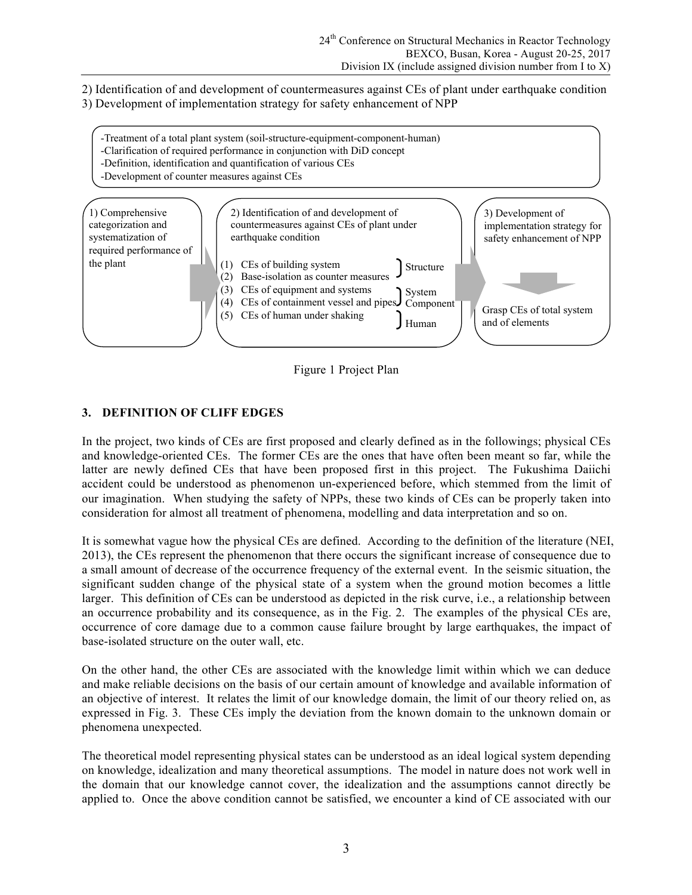2) Identification of and development of countermeasures against CEs of plant under earthquake condition
3) Development of implementation strategy for safety enhancement of NPP

-Treatment of a total plant system (soil-structure-equipment-component-human)
-Clarification of required performance in conjunction with DiD concept
-Definition, identification and quantification of various CEs
-Development of counter measures against CEs

1) Comprehensive categorization and systematization of required performance of the plant

2) Identification of and development of countermeasures against CEs of plant under earthquake condition

(1) CEs of building system
(2) Base-isolation as counter measures
(3) CEs of equipment and systems
(4) CEs of containment vessel and pipes
(5) CEs of human under shaking

Structure / System Component / Human

3) Development of implementation strategy for safety enhancement of NPP

Grasp CEs of total system and of elements

Figure 1 Project Plan

## 3. DEFINITION OF CLIFF EDGES

In the project, two kinds of CEs are first proposed and clearly defined as in the followings; physical CEs and knowledge-oriented CEs. The former CEs are the ones that have often been meant so far, while the latter are newly defined CEs that have been proposed first in this project. The Fukushima Daiichi accident could be understood as phenomenon un-experienced before, which stemmed from the limit of our imagination. When studying the safety of NPPs, these two kinds of CEs can be properly taken into consideration for almost all treatment of phenomena, modelling and data interpretation and so on.

It is somewhat vague how the physical CEs are defined. According to the definition of the literature (NEI, 2013), the CEs represent the phenomenon that there occurs the significant increase of consequence due to a small amount of decrease of the occurrence frequency of the external event. In the seismic situation, the significant sudden change of the physical state of a system when the ground motion becomes a little larger. This definition of CEs can be understood as depicted in the risk curve, i.e., a relationship between an occurrence probability and its consequence, as in the Fig. 2. The examples of the physical CEs are, occurrence of core damage due to a common cause failure brought by large earthquakes, the impact of base-isolated structure on the outer wall, etc.

On the other hand, the other CEs are associated with the knowledge limit within which we can deduce and make reliable decisions on the basis of our certain amount of knowledge and available information of an objective of interest. It relates the limit of our knowledge domain, the limit of our theory relied on, as expressed in Fig. 3. These CEs imply the deviation from the known domain to the unknown domain or phenomena unexpected.

The theoretical model representing physical states can be understood as an ideal logical system depending on knowledge, idealization and many theoretical assumptions. The model in nature does not work well in the domain that our knowledge cannot cover, the idealization and the assumptions cannot directly be applied to. Once the above condition cannot be satisfied, we encounter a kind of CE associated with our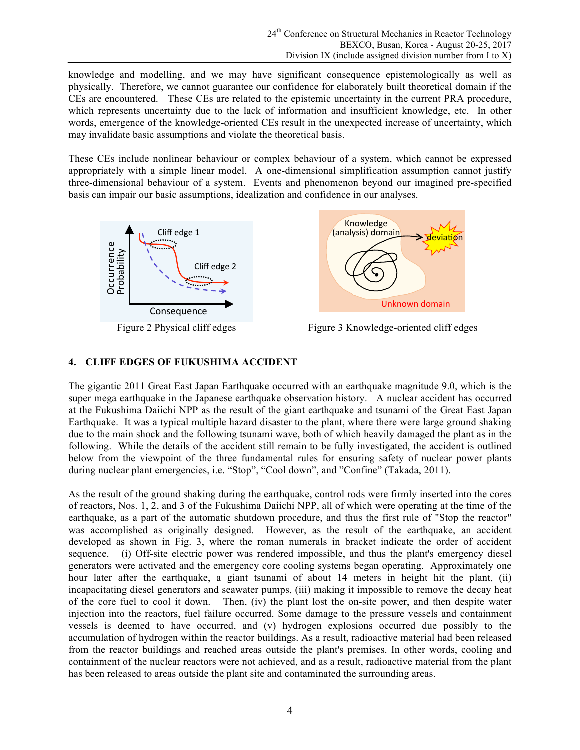knowledge and modelling, and we may have significant consequence epistemologically as well as physically. Therefore, we cannot guarantee our confidence for elaborately built theoretical domain if the CEs are encountered. These CEs are related to the epistemic uncertainty in the current PRA procedure, which represents uncertainty due to the lack of information and insufficient knowledge, etc. In other words, emergence of the knowledge-oriented CEs result in the unexpected increase of uncertainty, which may invalidate basic assumptions and violate the theoretical basis.

These CEs include nonlinear behaviour or complex behaviour of a system, which cannot be expressed appropriately with a simple linear model. A one-dimensional simplification assumption cannot justify three-dimensional behaviour of a system. Events and phenomenon beyond our imagined pre-specified basis can impair our basic assumptions, idealization and confidence in our analyses.

Figure 2 Physical cliff edges

Figure 3 Knowledge-oriented cliff edges

## 4. CLIFF EDGES OF FUKUSHIMA ACCIDENT

The gigantic 2011 Great East Japan Earthquake occurred with an earthquake magnitude 9.0, which is the super mega earthquake in the Japanese earthquake observation history. A nuclear accident has occurred at the Fukushima Daiichi NPP as the result of the giant earthquake and tsunami of the Great East Japan Earthquake. It was a typical multiple hazard disaster to the plant, where there were large ground shaking due to the main shock and the following tsunami wave, both of which heavily damaged the plant as in the following. While the details of the accident still remain to be fully investigated, the accident is outlined below from the viewpoint of the three fundamental rules for ensuring safety of nuclear power plants during nuclear plant emergencies, i.e. "Stop", "Cool down", and "Confine" (Takada, 2011).

As the result of the ground shaking during the earthquake, control rods were firmly inserted into the cores of reactors, Nos. 1, 2, and 3 of the Fukushima Daiichi NPP, all of which were operating at the time of the earthquake, as a part of the automatic shutdown procedure, and thus the first rule of "Stop the reactor" was accomplished as originally designed. However, as the result of the earthquake, an accident developed as shown in Fig. 3, where the roman numerals in bracket indicate the order of accident sequence. (i) Off-site electric power was rendered impossible, and thus the plant's emergency diesel generators were activated and the emergency core cooling systems began operating. Approximately one hour later after the earthquake, a giant tsunami of about 14 meters in height hit the plant, (ii) incapacitating diesel generators and seawater pumps, (iii) making it impossible to remove the decay heat of the core fuel to cool it down. Then, (iv) the plant lost the on-site power, and then despite water injection into the reactors, fuel failure occurred. Some damage to the pressure vessels and containment vessels is deemed to have occurred, and (v) hydrogen explosions occurred due possibly to the accumulation of hydrogen within the reactor buildings. As a result, radioactive material had been released from the reactor buildings and reached areas outside the plant's premises. In other words, cooling and containment of the nuclear reactors were not achieved, and as a result, radioactive material from the plant has been released to areas outside the plant site and contaminated the surrounding areas.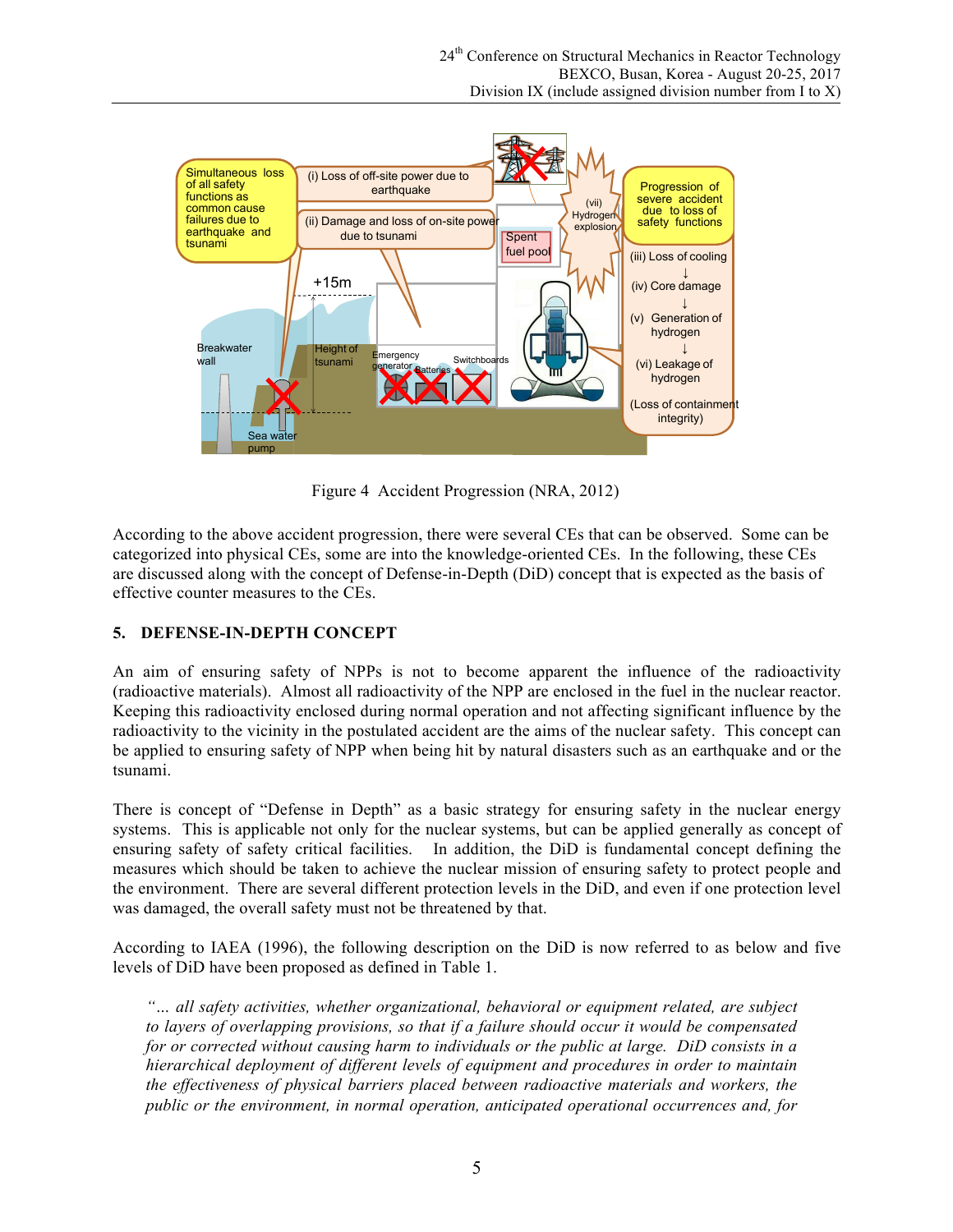Figure 4 Accident Progression (NRA, 2012)

According to the above accident progression, there were several CEs that can be observed. Some can be categorized into physical CEs, some are into the knowledge-oriented CEs. In the following, these CEs are discussed along with the concept of Defense-in-Depth (DiD) concept that is expected as the basis of effective counter measures to the CEs.

## 5. DEFENSE-IN-DEPTH CONCEPT

An aim of ensuring safety of NPPs is not to become apparent the influence of the radioactivity (radioactive materials). Almost all radioactivity of the NPP are enclosed in the fuel in the nuclear reactor. Keeping this radioactivity enclosed during normal operation and not affecting significant influence by the radioactivity to the vicinity in the postulated accident are the aims of the nuclear safety. This concept can be applied to ensuring safety of NPP when being hit by natural disasters such as an earthquake and or the tsunami.

There is concept of "Defense in Depth" as a basic strategy for ensuring safety in the nuclear energy systems. This is applicable not only for the nuclear systems, but can be applied generally as concept of ensuring safety of safety critical facilities. In addition, the DiD is fundamental concept defining the measures which should be taken to achieve the nuclear mission of ensuring safety to protect people and the environment. There are several different protection levels in the DiD, and even if one protection level was damaged, the overall safety must not be threatened by that.

According to IAEA (1996), the following description on the DiD is now referred to as below and five levels of DiD have been proposed as defined in Table 1.

> *"… all safety activities, whether organizational, behavioral or equipment related, are subject to layers of overlapping provisions, so that if a failure should occur it would be compensated for or corrected without causing harm to individuals or the public at large. DiD consists in a hierarchical deployment of different levels of equipment and procedures in order to maintain the effectiveness of physical barriers placed between radioactive materials and workers, the public or the environment, in normal operation, anticipated operational occurrences and, for*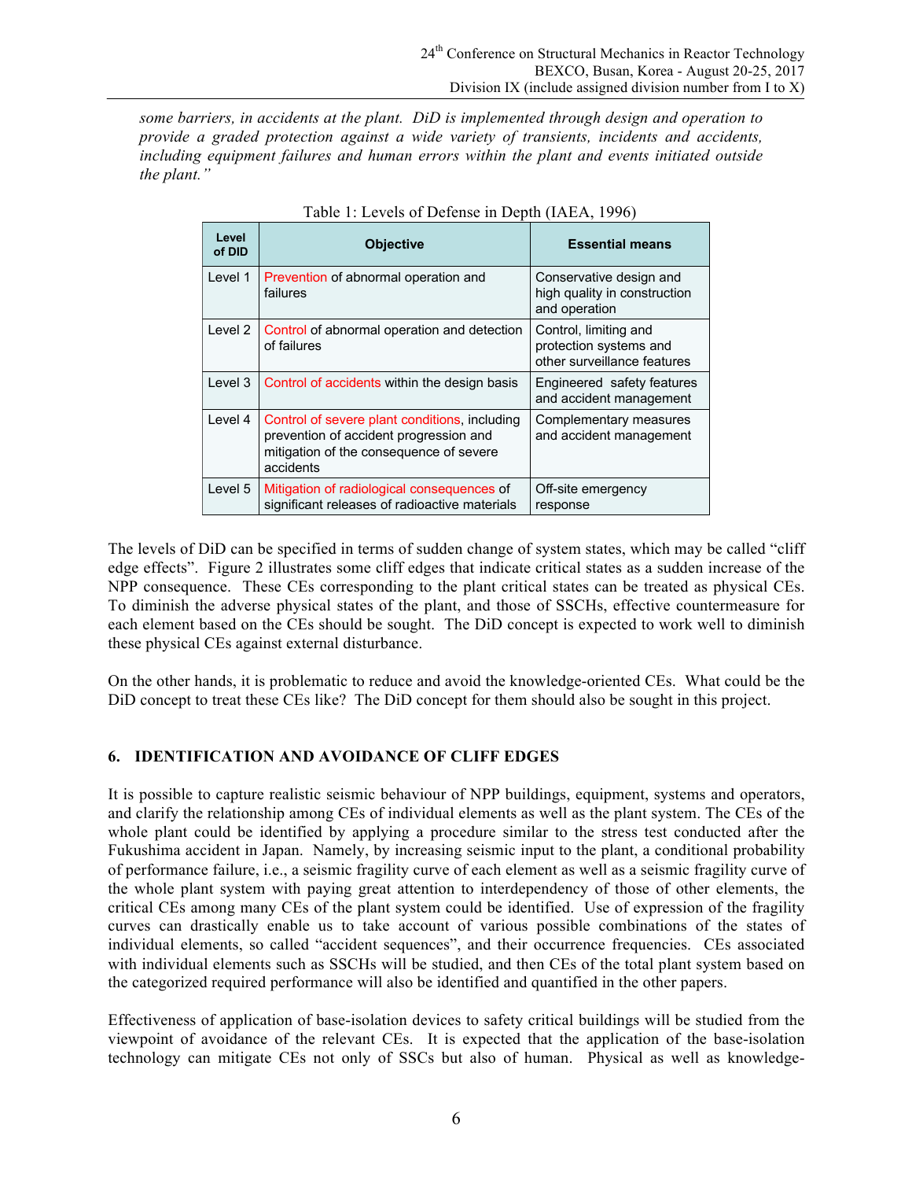*some barriers, in accidents at the plant. DiD is implemented through design and operation to provide a graded protection against a wide variety of transients, incidents and accidents, including equipment failures and human errors within the plant and events initiated outside the plant."*

Table 1: Levels of Defense in Depth (IAEA, 1996)

| Level of DID | Objective | Essential means |
|---|---|---|
| Level 1 | Prevention of abnormal operation and failures | Conservative design and high quality in construction and operation |
| Level 2 | Control of abnormal operation and detection of failures | Control, limiting and protection systems and other surveillance features |
| Level 3 | Control of accidents within the design basis | Engineered safety features and accident management |
| Level 4 | Control of severe plant conditions, including prevention of accident progression and mitigation of the consequence of severe accidents | Complementary measures and accident management |
| Level 5 | Mitigation of radiological consequences of significant releases of radioactive materials | Off-site emergency response |

The levels of DiD can be specified in terms of sudden change of system states, which may be called "cliff edge effects". Figure 2 illustrates some cliff edges that indicate critical states as a sudden increase of the NPP consequence. These CEs corresponding to the plant critical states can be treated as physical CEs. To diminish the adverse physical states of the plant, and those of SSCHs, effective countermeasure for each element based on the CEs should be sought. The DiD concept is expected to work well to diminish these physical CEs against external disturbance.

On the other hands, it is problematic to reduce and avoid the knowledge-oriented CEs. What could be the DiD concept to treat these CEs like? The DiD concept for them should also be sought in this project.

## 6. IDENTIFICATION AND AVOIDANCE OF CLIFF EDGES

It is possible to capture realistic seismic behaviour of NPP buildings, equipment, systems and operators, and clarify the relationship among CEs of individual elements as well as the plant system. The CEs of the whole plant could be identified by applying a procedure similar to the stress test conducted after the Fukushima accident in Japan. Namely, by increasing seismic input to the plant, a conditional probability of performance failure, i.e., a seismic fragility curve of each element as well as a seismic fragility curve of the whole plant system with paying great attention to interdependency of those of other elements, the critical CEs among many CEs of the plant system could be identified. Use of expression of the fragility curves can drastically enable us to take account of various possible combinations of the states of individual elements, so called "accident sequences", and their occurrence frequencies. CEs associated with individual elements such as SSCHs will be studied, and then CEs of the total plant system based on the categorized required performance will also be identified and quantified in the other papers.

Effectiveness of application of base-isolation devices to safety critical buildings will be studied from the viewpoint of avoidance of the relevant CEs. It is expected that the application of the base-isolation technology can mitigate CEs not only of SSCs but also of human. Physical as well as knowledge-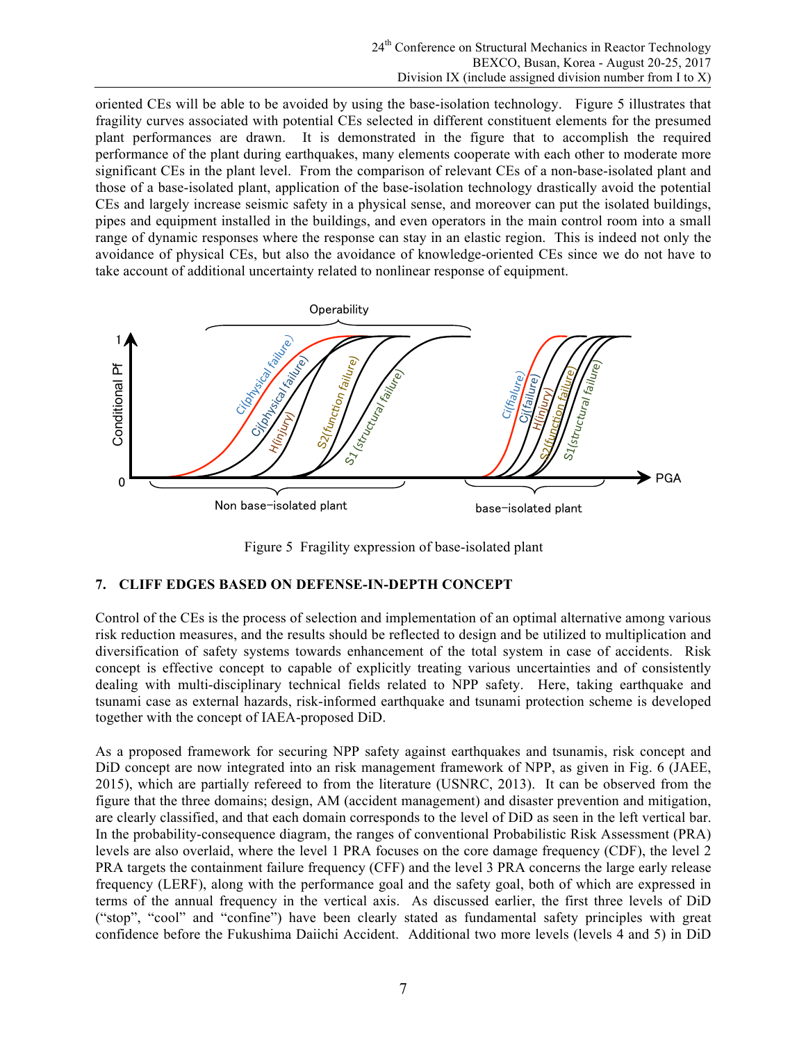oriented CEs will be able to be avoided by using the base-isolation technology. Figure 5 illustrates that fragility curves associated with potential CEs selected in different constituent elements for the presumed plant performances are drawn. It is demonstrated in the figure that to accomplish the required performance of the plant during earthquakes, many elements cooperate with each other to moderate more significant CEs in the plant level. From the comparison of relevant CEs of a non-base-isolated plant and those of a base-isolated plant, application of the base-isolation technology drastically avoid the potential CEs and largely increase seismic safety in a physical sense, and moreover can put the isolated buildings, pipes and equipment installed in the buildings, and even operators in the main control room into a small range of dynamic responses where the response can stay in an elastic region. This is indeed not only the avoidance of physical CEs, but also the avoidance of knowledge-oriented CEs since we do not have to take account of additional uncertainty related to nonlinear response of equipment.

Figure 5 Fragility expression of base-isolated plant

## 7. CLIFF EDGES BASED ON DEFENSE-IN-DEPTH CONCEPT

Control of the CEs is the process of selection and implementation of an optimal alternative among various risk reduction measures, and the results should be reflected to design and be utilized to multiplication and diversification of safety systems towards enhancement of the total system in case of accidents. Risk concept is effective concept to capable of explicitly treating various uncertainties and of consistently dealing with multi-disciplinary technical fields related to NPP safety. Here, taking earthquake and tsunami case as external hazards, risk-informed earthquake and tsunami protection scheme is developed together with the concept of IAEA-proposed DiD.

As a proposed framework for securing NPP safety against earthquakes and tsunamis, risk concept and DiD concept are now integrated into an risk management framework of NPP, as given in Fig. 6 (JAEE, 2015), which are partially refereed to from the literature (USNRC, 2013). It can be observed from the figure that the three domains; design, AM (accident management) and disaster prevention and mitigation, are clearly classified, and that each domain corresponds to the level of DiD as seen in the left vertical bar. In the probability-consequence diagram, the ranges of conventional Probabilistic Risk Assessment (PRA) levels are also overlaid, where the level 1 PRA focuses on the core damage frequency (CDF), the level 2 PRA targets the containment failure frequency (CFF) and the level 3 PRA concerns the large early release frequency (LERF), along with the performance goal and the safety goal, both of which are expressed in terms of the annual frequency in the vertical axis. As discussed earlier, the first three levels of DiD ("stop", "cool" and "confine") have been clearly stated as fundamental safety principles with great confidence before the Fukushima Daiichi Accident. Additional two more levels (levels 4 and 5) in DiD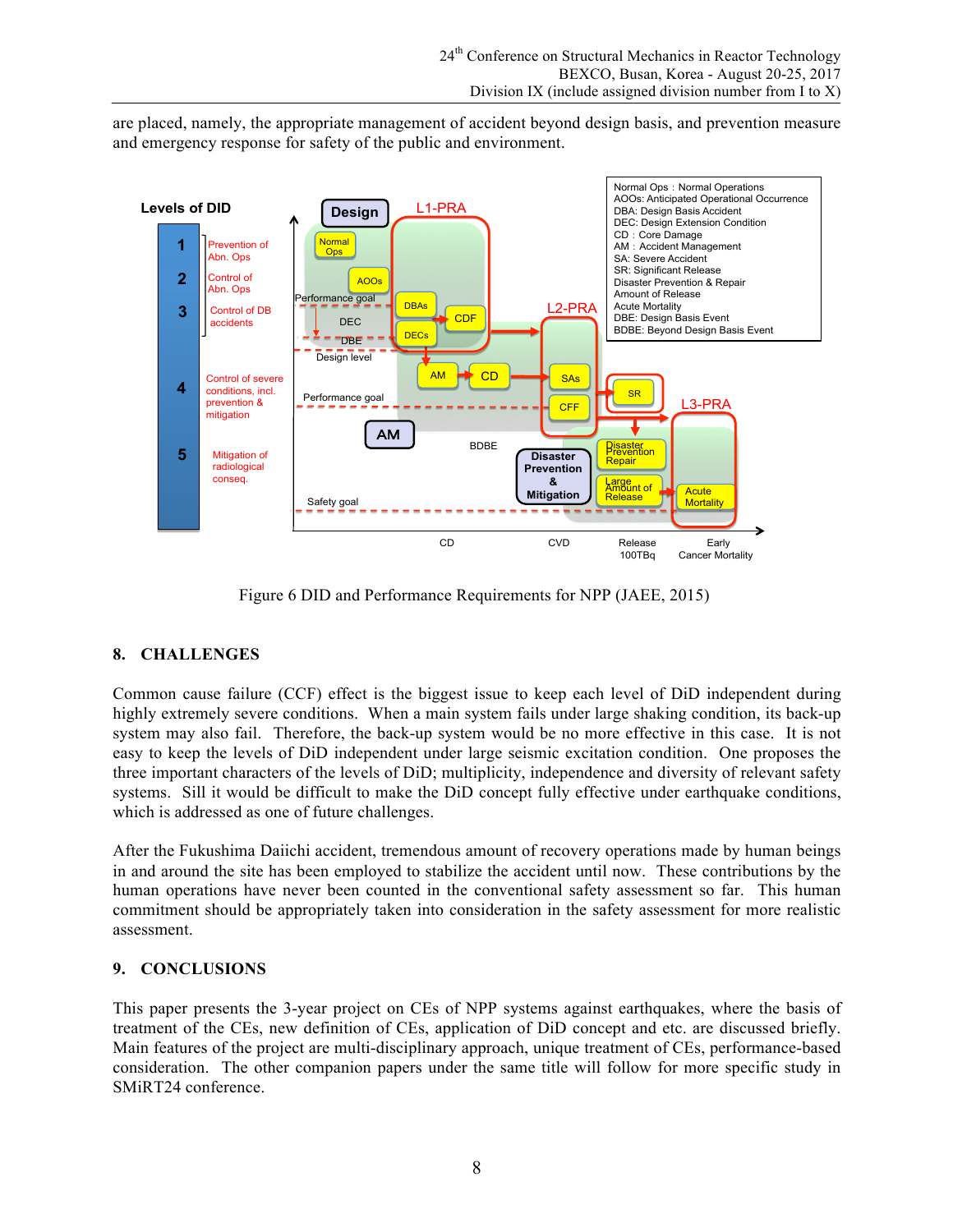are placed, namely, the appropriate management of accident beyond design basis, and prevention measure and emergency response for safety of the public and environment.

Figure 6 DID and Performance Requirements for NPP (JAEE, 2015)

## 8. CHALLENGES

Common cause failure (CCF) effect is the biggest issue to keep each level of DiD independent during highly extremely severe conditions. When a main system fails under large shaking condition, its back-up system may also fail. Therefore, the back-up system would be no more effective in this case. It is not easy to keep the levels of DiD independent under large seismic excitation condition. One proposes the three important characters of the levels of DiD; multiplicity, independence and diversity of relevant safety systems. Sill it would be difficult to make the DiD concept fully effective under earthquake conditions, which is addressed as one of future challenges.

After the Fukushima Daiichi accident, tremendous amount of recovery operations made by human beings in and around the site has been employed to stabilize the accident until now. These contributions by the human operations have never been counted in the conventional safety assessment so far. This human commitment should be appropriately taken into consideration in the safety assessment for more realistic assessment.

## 9. CONCLUSIONS

This paper presents the 3-year project on CEs of NPP systems against earthquakes, where the basis of treatment of the CEs, new definition of CEs, application of DiD concept and etc. are discussed briefly. Main features of the project are multi-disciplinary approach, unique treatment of CEs, performance-based consideration. The other companion papers under the same title will follow for more specific study in SMiRT24 conference.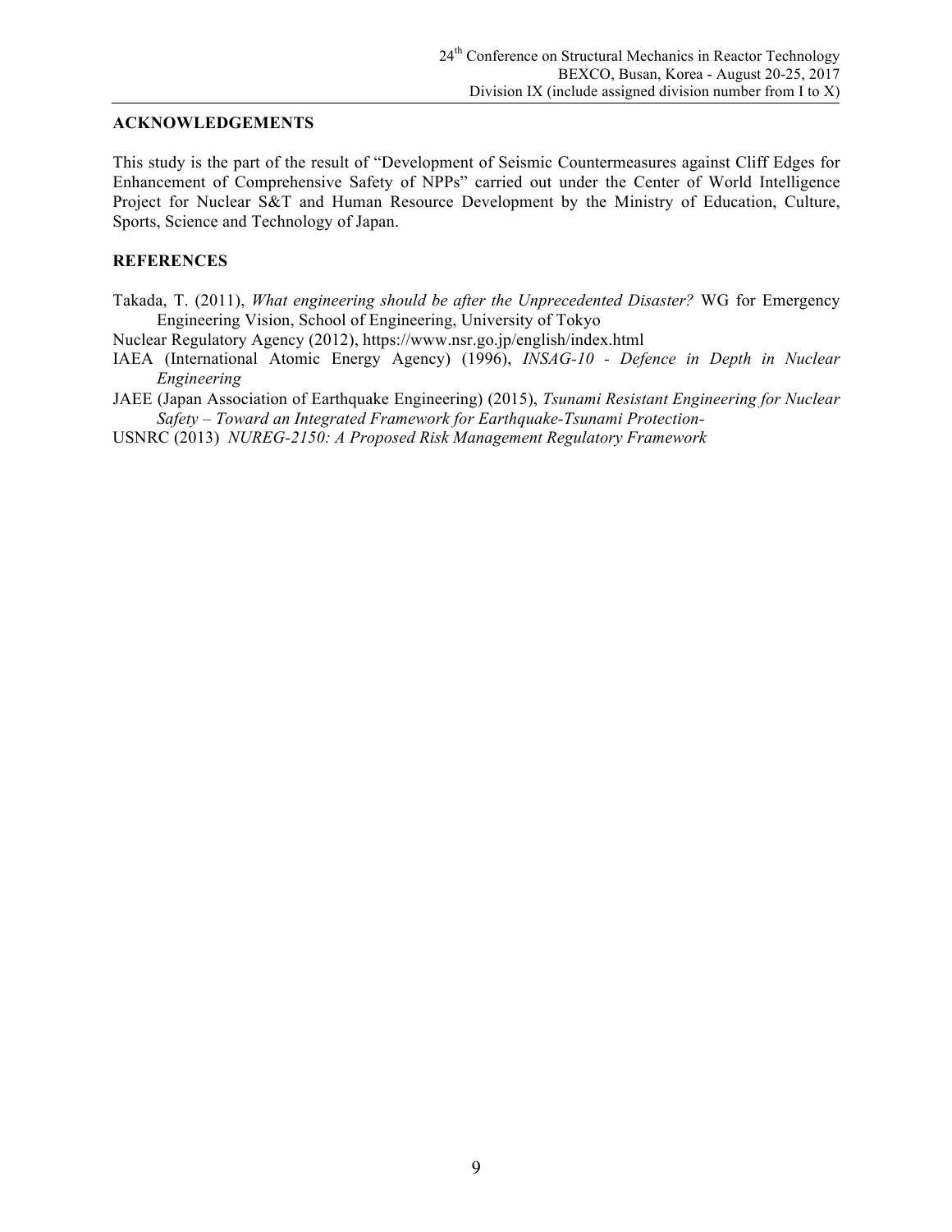## ACKNOWLEDGEMENTS

This study is the part of the result of "Development of Seismic Countermeasures against Cliff Edges for Enhancement of Comprehensive Safety of NPPs" carried out under the Center of World Intelligence Project for Nuclear S&T and Human Resource Development by the Ministry of Education, Culture, Sports, Science and Technology of Japan.

## REFERENCES

Takada, T. (2011), *What engineering should be after the Unprecedented Disaster?* WG for Emergency Engineering Vision, School of Engineering, University of Tokyo

Nuclear Regulatory Agency (2012), https://www.nsr.go.jp/english/index.html

IAEA (International Atomic Energy Agency) (1996), *INSAG-10 - Defence in Depth in Nuclear Engineering*

JAEE (Japan Association of Earthquake Engineering) (2015), *Tsunami Resistant Engineering for Nuclear Safety – Toward an Integrated Framework for Earthquake-Tsunami Protection-*

USNRC (2013) *NUREG-2150: A Proposed Risk Management Regulatory Framework*